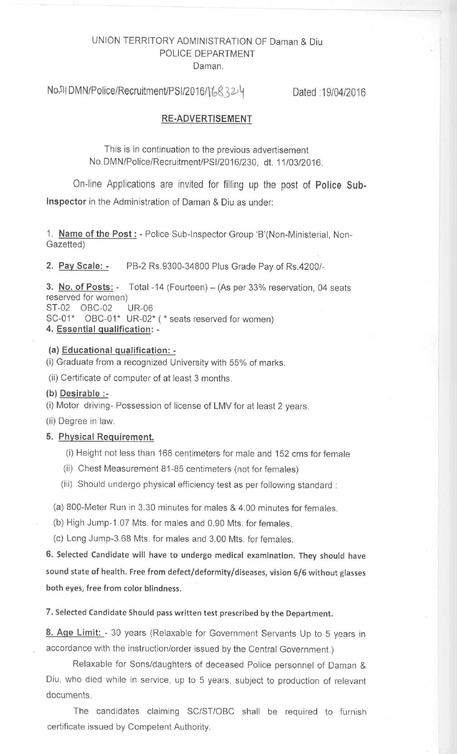UNION TERRITORY ADMINISTRATION OF Daman & Diu
POLICE DEPARTMENT
Daman.

No.5| DMN/Police/Recruitment/PSI/2016/168324 Dated :19/04/2016

## RE-ADVERTISEMENT

This is in continuation to the previous advertisement No.DMN/Police/Recruitment/PSI/2016/230, dt. 11/03/2016.

On-line Applications are invited for filling up the post of **Police Sub-Inspector** in the Administration of Daman & Diu as under:

1. **Name of the Post :** - Police Sub-Inspector Group 'B'(Non-Ministerial, Non-Gazetted)

2. **Pay Scale: -** PB-2 Rs.9300-34800 Plus Grade Pay of Rs.4200/-

3. **No. of Posts:** - Total -14 (Fourteen) – (As per 33% reservation, 04 seats reserved for women)
ST-02 OBC-02 UR-06
SC-01* OBC-01* UR-02* ( * seats reserved for women)

4. **Essential qualification: -**

**(a) Educational qualification: -**
(i) Graduate from a recognized University with 55% of marks.
(ii) Certificate of computer of at least 3 months.

**(b) Desirable :-**
(i) Motor driving- Possession of license of LMV for at least 2 years.
(ii) Degree in law.

5. **Physical Requirement.**
(i) Height not less than 168 centimeters for male and 152 cms for female
(ii) Chest Measurement 81-85 centimeters (not for females)
(iii) Should undergo physical efficiency test as per following standard :

(a) 800-Meter Run in 3.30 minutes for males & 4.00 minutes for females.
(b) High Jump-1.07 Mts. for males and 0.90 Mts. for females.
(c) Long Jump-3.68 Mts. for males and 3.00 Mts. for females.

**6. Selected Candidate will have to undergo medical examination. They should have sound state of health. Free from defect/deformity/diseases, vision 6/6 without glasses both eyes, free from color blindness.**

**7. Selected Candidate Should pass written test prescribed by the Department.**

8. **Age Limit:** - 30 years (Relaxable for Government Servants Up to 5 years in accordance with the instruction/order issued by the Central Government.)

Relaxable for Sons/daughters of deceased Police personnel of Daman & Diu, who died while in service, up to 5 years, subject to production of relevant documents.

The candidates claiming SC/ST/OBC shall be required to furnish certificate issued by Competent Authority.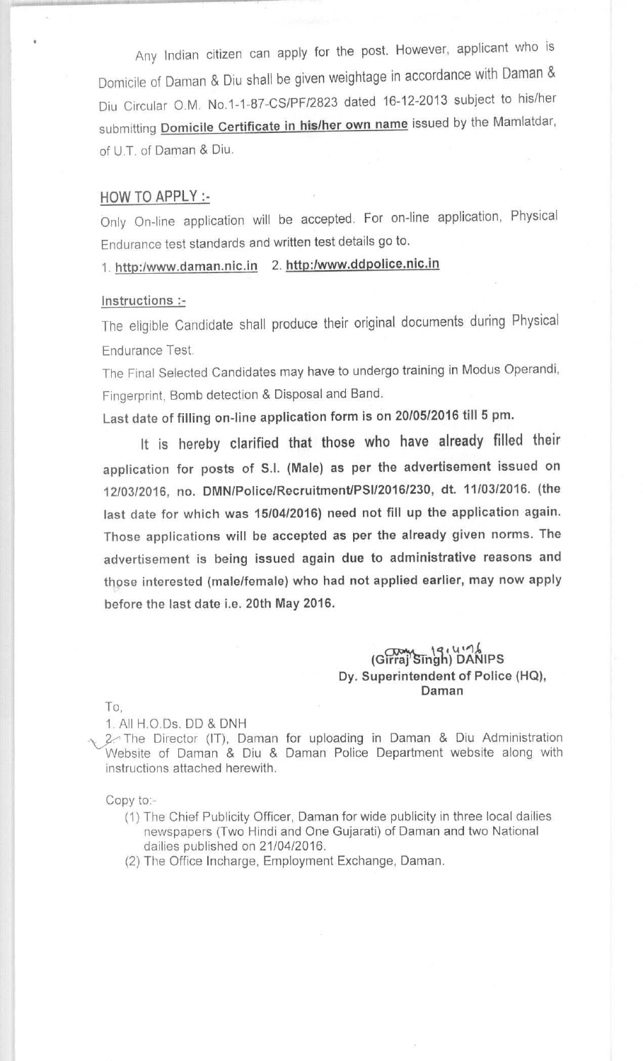Any Indian citizen can apply for the post. However, applicant who is Domicile of Daman & Diu shall be given weightage in accordance with Daman & Diu Circular O.M. No.1-1-87-CS/PF/2823 dated 16-12-2013 subject to his/her submitting **Domicile Certificate in his/her own name** issued by the Mamlatdar, of U.T. of Daman & Diu.

## HOW TO APPLY :-

Only On-line application will be accepted. For on-line application, Physical Endurance test standards and written test details go to.

1. **http:/www.daman.nic.in** 2. **http:/www.ddpolice.nic.in**

### Instructions :-

The eligible Candidate shall produce their original documents during Physical Endurance Test.

The Final Selected Candidates may have to undergo training in Modus Operandi, Fingerprint, Bomb detection & Disposal and Band.

**Last date of filling on-line application form is on 20/05/2016 till 5 pm.**

**It is hereby clarified that those who have already filled their application for posts of S.I. (Male) as per the advertisement issued on 12/03/2016, no. DMN/Police/Recruitment/PSI/2016/230, dt. 11/03/2016. (the last date for which was 15/04/2016) need not fill up the application again. Those applications will be accepted as per the already given norms. The advertisement is being issued again due to administrative reasons and those interested (male/female) who had not applied earlier, may now apply before the last date i.e. 20th May 2016.**

19.4.16

**(Girraj Singh) DANIPS**
**Dy. Superintendent of Police (HQ),**
**Daman**

To,

1. All H.O.Ds. DD & DNH
2. The Director (IT), Daman for uploading in Daman & Diu Administration Website of Daman & Diu & Daman Police Department website along with instructions attached herewith.

Copy to:-

(1) The Chief Publicity Officer, Daman for wide publicity in three local dailies newspapers (Two Hindi and One Gujarati) of Daman and two National dailies published on 21/04/2016.

(2) The Office Incharge, Employment Exchange, Daman.